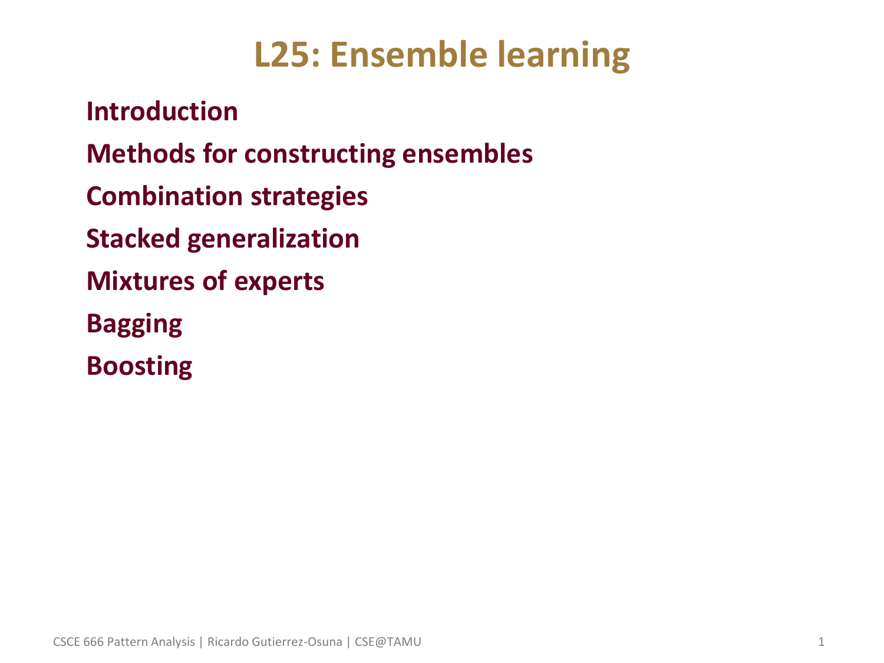# L25: Ensemble learning

**Introduction**

**Methods for constructing ensembles**

**Combination strategies**

**Stacked generalization**

**Mixtures of experts**

**Bagging**

**Boosting**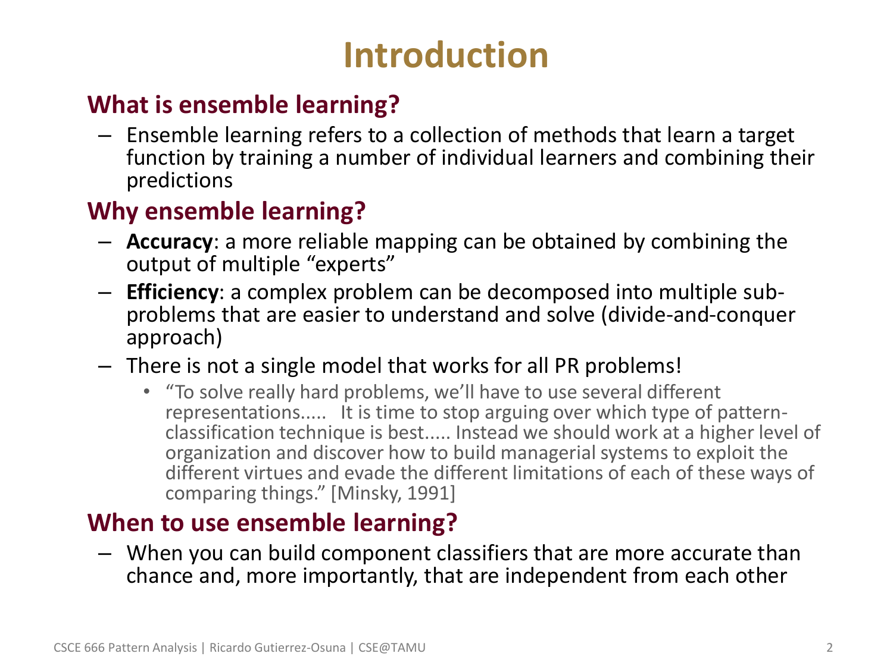# Introduction

## What is ensemble learning?

- Ensemble learning refers to a collection of methods that learn a target function by training a number of individual learners and combining their predictions

## Why ensemble learning?

- **Accuracy**: a more reliable mapping can be obtained by combining the output of multiple "experts"
- **Efficiency**: a complex problem can be decomposed into multiple sub-problems that are easier to understand and solve (divide-and-conquer approach)
- There is not a single model that works for all PR problems!
  - "To solve really hard problems, we'll have to use several different representations..... It is time to stop arguing over which type of pattern-classification technique is best..... Instead we should work at a higher level of organization and discover how to build managerial systems to exploit the different virtues and evade the different limitations of each of these ways of comparing things." [Minsky, 1991]

## When to use ensemble learning?

- When you can build component classifiers that are more accurate than chance and, more importantly, that are independent from each other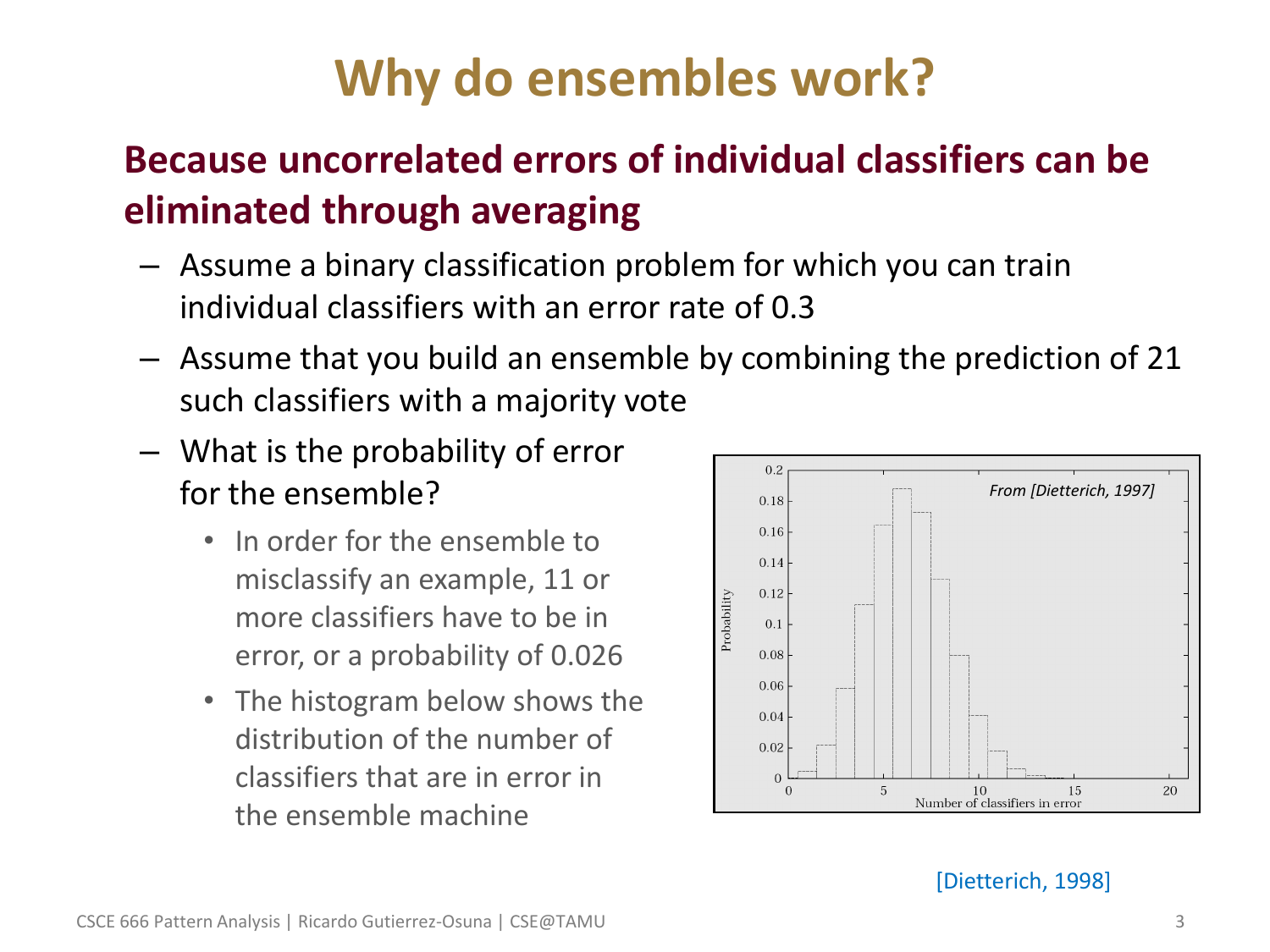# Why do ensembles work?

## Because uncorrelated errors of individual classifiers can be eliminated through averaging

- Assume a binary classification problem for which you can train individual classifiers with an error rate of 0.3
- Assume that you build an ensemble by combining the prediction of 21 such classifiers with a majority vote
- What is the probability of error for the ensemble?
  - In order for the ensemble to misclassify an example, 11 or more classifiers have to be in error, or a probability of 0.026
  - The histogram below shows the distribution of the number of classifiers that are in error in the ensemble machine

*From [Dietterich, 1997]*

[Dietterich, 1998]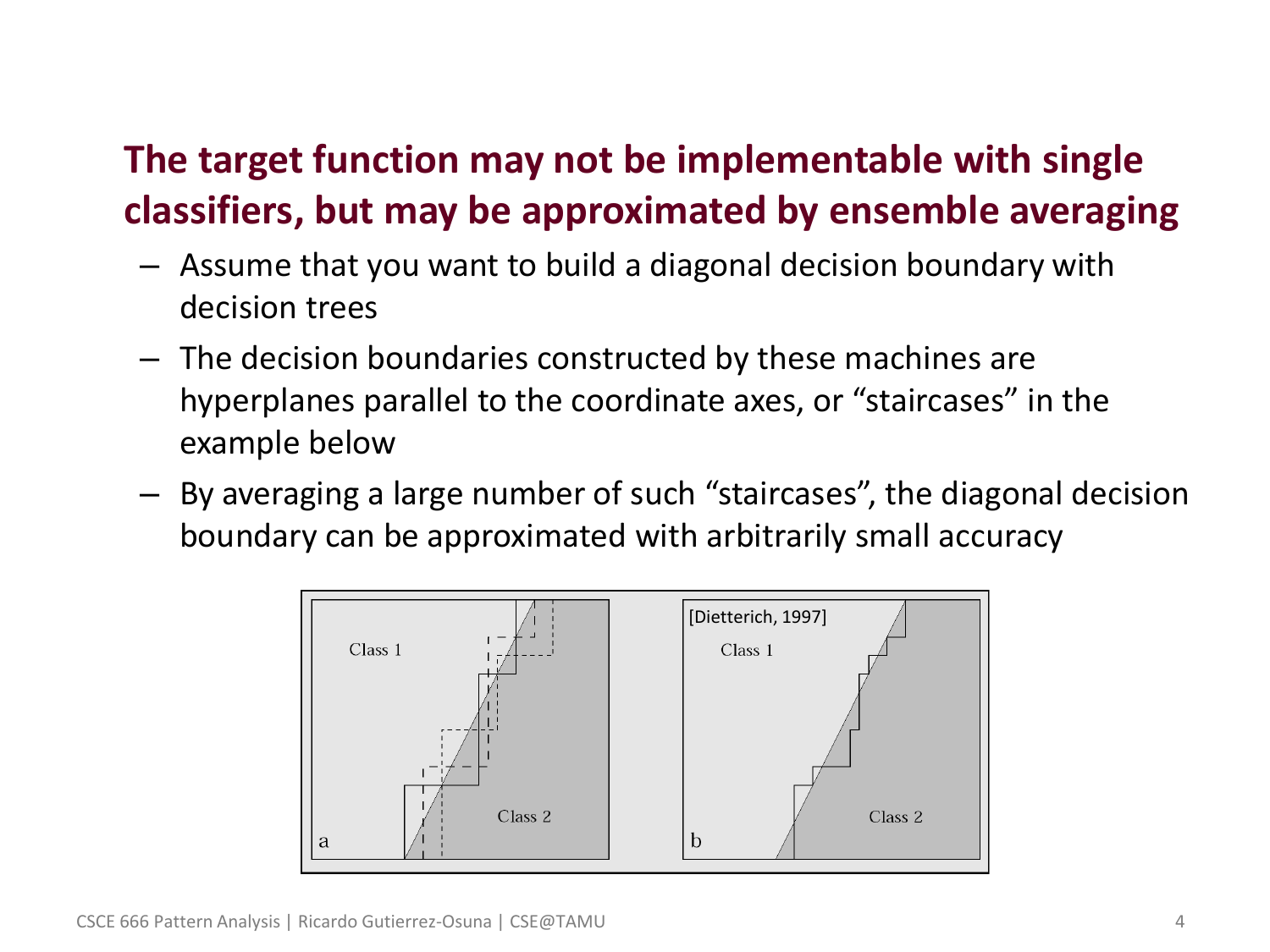## The target function may not be implementable with single classifiers, but may be approximated by ensemble averaging

- Assume that you want to build a diagonal decision boundary with decision trees
- The decision boundaries constructed by these machines are hyperplanes parallel to the coordinate axes, or “staircases” in the example below
- By averaging a large number of such “staircases”, the diagonal decision boundary can be approximated with arbitrarily small accuracy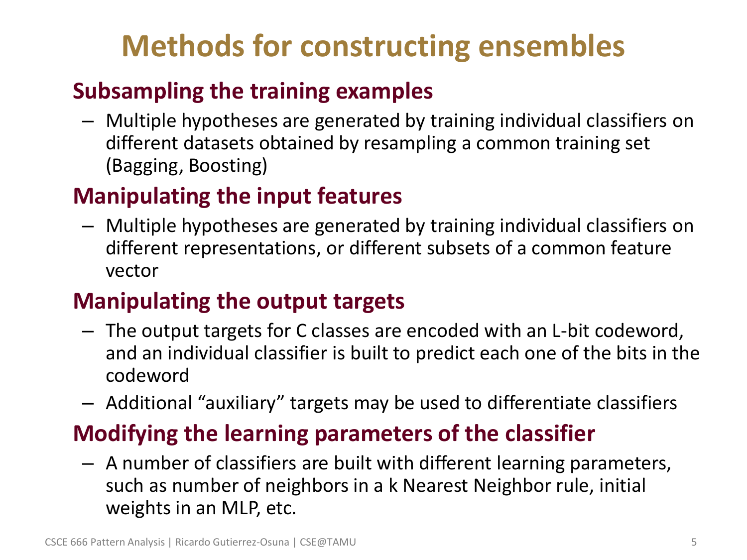# Methods for constructing ensembles

## Subsampling the training examples

- Multiple hypotheses are generated by training individual classifiers on different datasets obtained by resampling a common training set (Bagging, Boosting)

## Manipulating the input features

- Multiple hypotheses are generated by training individual classifiers on different representations, or different subsets of a common feature vector

## Manipulating the output targets

- The output targets for C classes are encoded with an L-bit codeword, and an individual classifier is built to predict each one of the bits in the codeword
- Additional "auxiliary" targets may be used to differentiate classifiers

## Modifying the learning parameters of the classifier

- A number of classifiers are built with different learning parameters, such as number of neighbors in a k Nearest Neighbor rule, initial weights in an MLP, etc.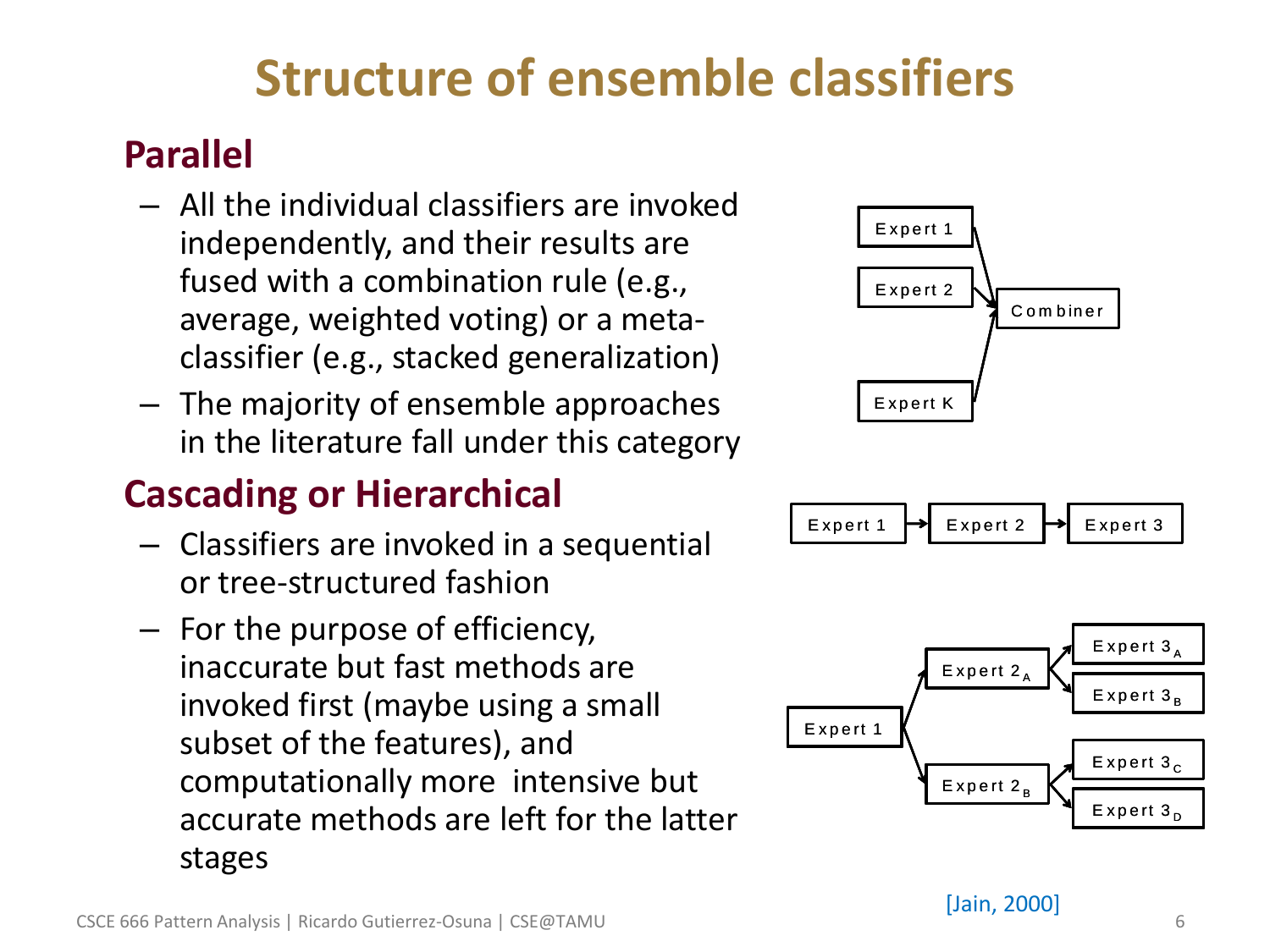# Structure of ensemble classifiers

## Parallel

- All the individual classifiers are invoked independently, and their results are fused with a combination rule (e.g., average, weighted voting) or a meta-classifier (e.g., stacked generalization)
- The majority of ensemble approaches in the literature fall under this category

## Cascading or Hierarchical

- Classifiers are invoked in a sequential or tree-structured fashion
- For the purpose of efficiency, inaccurate but fast methods are invoked first (maybe using a small subset of the features), and computationally more intensive but accurate methods are left for the latter stages

[Jain, 2000]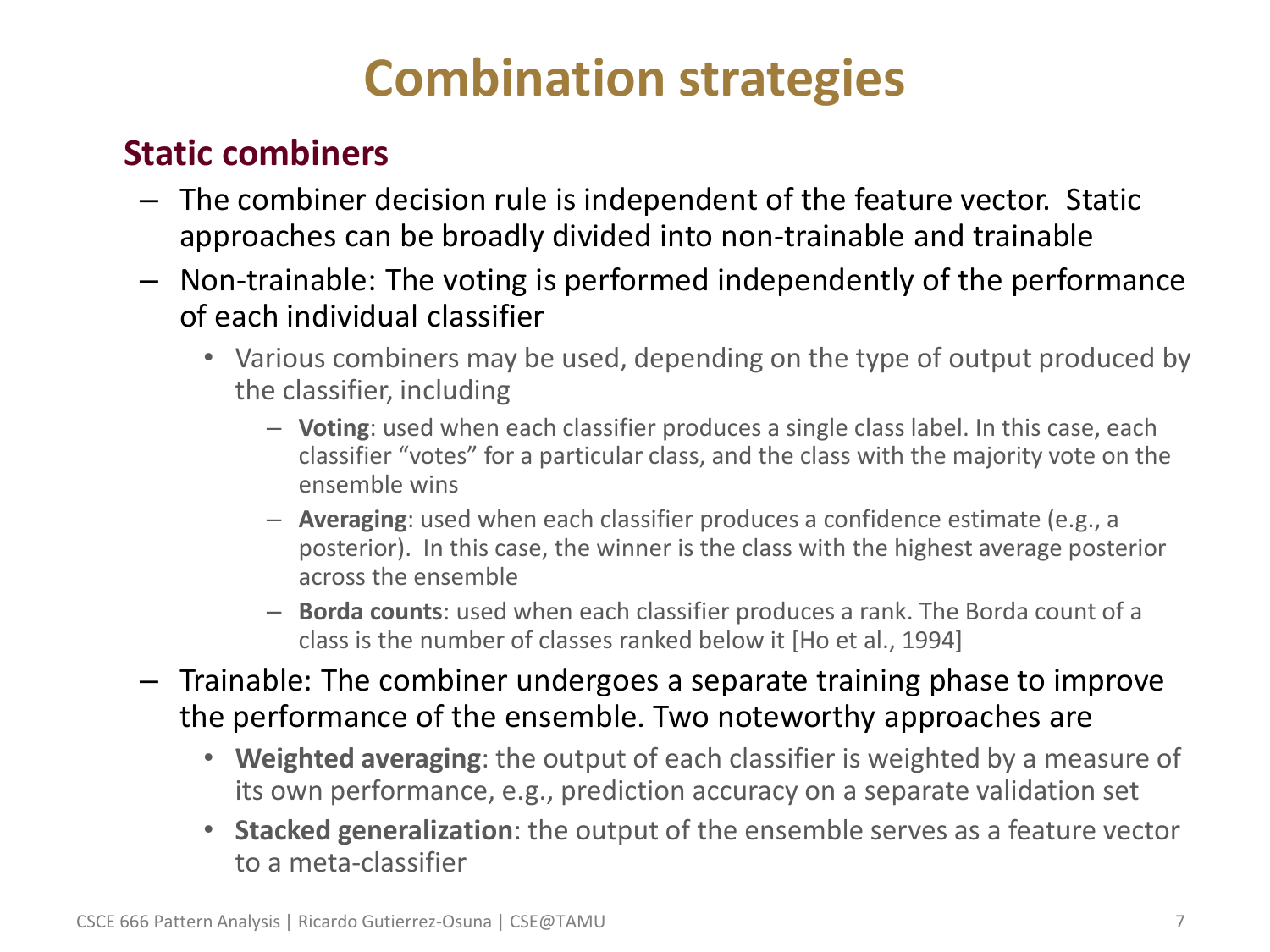# Combination strategies

## Static combiners

- The combiner decision rule is independent of the feature vector. Static approaches can be broadly divided into non-trainable and trainable
- Non-trainable: The voting is performed independently of the performance of each individual classifier
  - Various combiners may be used, depending on the type of output produced by the classifier, including
    - **Voting**: used when each classifier produces a single class label. In this case, each classifier "votes" for a particular class, and the class with the majority vote on the ensemble wins
    - **Averaging**: used when each classifier produces a confidence estimate (e.g., a posterior). In this case, the winner is the class with the highest average posterior across the ensemble
    - **Borda counts**: used when each classifier produces a rank. The Borda count of a class is the number of classes ranked below it [Ho et al., 1994]
- Trainable: The combiner undergoes a separate training phase to improve the performance of the ensemble. Two noteworthy approaches are
  - **Weighted averaging**: the output of each classifier is weighted by a measure of its own performance, e.g., prediction accuracy on a separate validation set
  - **Stacked generalization**: the output of the ensemble serves as a feature vector to a meta-classifier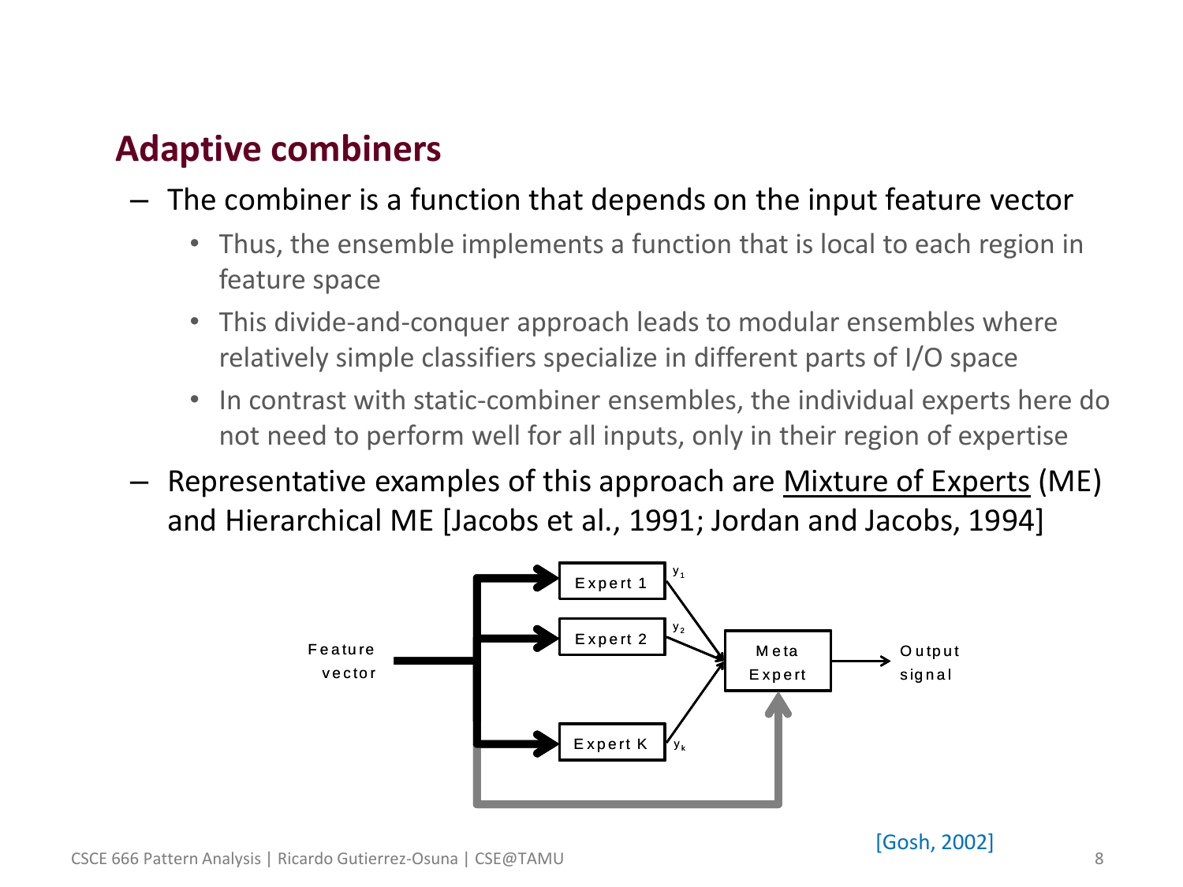## Adaptive combiners

- The combiner is a function that depends on the input feature vector
  - Thus, the ensemble implements a function that is local to each region in feature space
  - This divide-and-conquer approach leads to modular ensembles where relatively simple classifiers specialize in different parts of I/O space
  - In contrast with static-combiner ensembles, the individual experts here do not need to perform well for all inputs, only in their region of expertise
- Representative examples of this approach are Mixture of Experts (ME) and Hierarchical ME [Jacobs et al., 1991; Jordan and Jacobs, 1994]

Feature vector → Expert 1, Expert 2, …, Expert K → $y_1$, $y_2$, …, $y_k$ → Meta Expert → Output signal

[Gosh, 2002]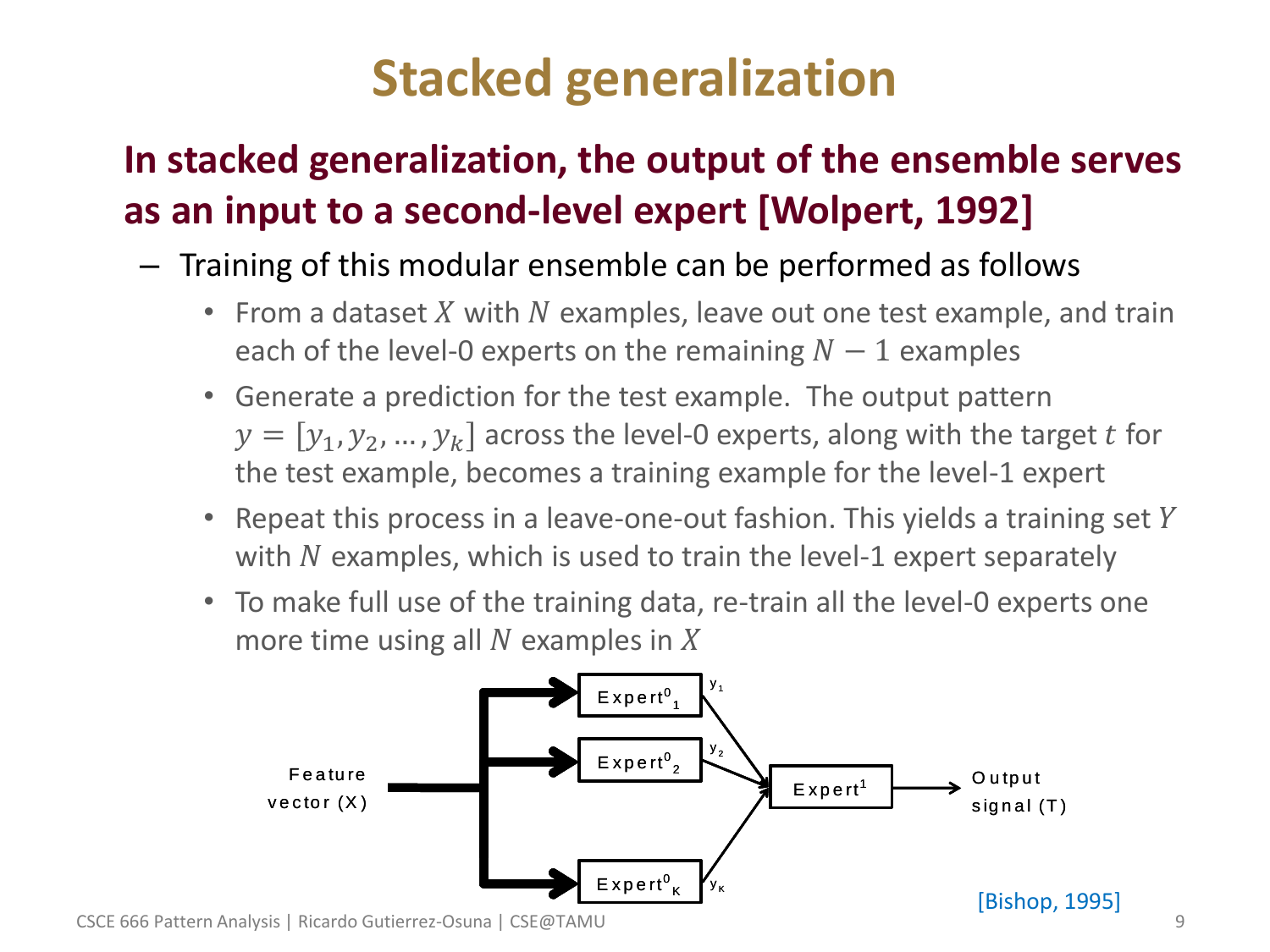# Stacked generalization

**In stacked generalization, the output of the ensemble serves as an input to a second-level expert [Wolpert, 1992]**

- Training of this modular ensemble can be performed as follows
  - From a dataset $X$ with $N$ examples, leave out one test example, and train each of the level-0 experts on the remaining $N - 1$ examples
  - Generate a prediction for the test example. The output pattern $y = [y_1, y_2, \dots, y_k]$ across the level-0 experts, along with the target $t$ for the test example, becomes a training example for the level-1 expert
  - Repeat this process in a leave-one-out fashion. This yields a training set $Y$ with $N$ examples, which is used to train the level-1 expert separately
  - To make full use of the training data, re-train all the level-0 experts one more time using all $N$ examples in $X$

Feature vector (X) → $\text{Expert}^0_1$, $\text{Expert}^0_2$, …, $\text{Expert}^0_K$ → $y_1$, $y_2$, …, $y_K$ → $\text{Expert}^1$ → Output signal (T)

[Bishop, 1995]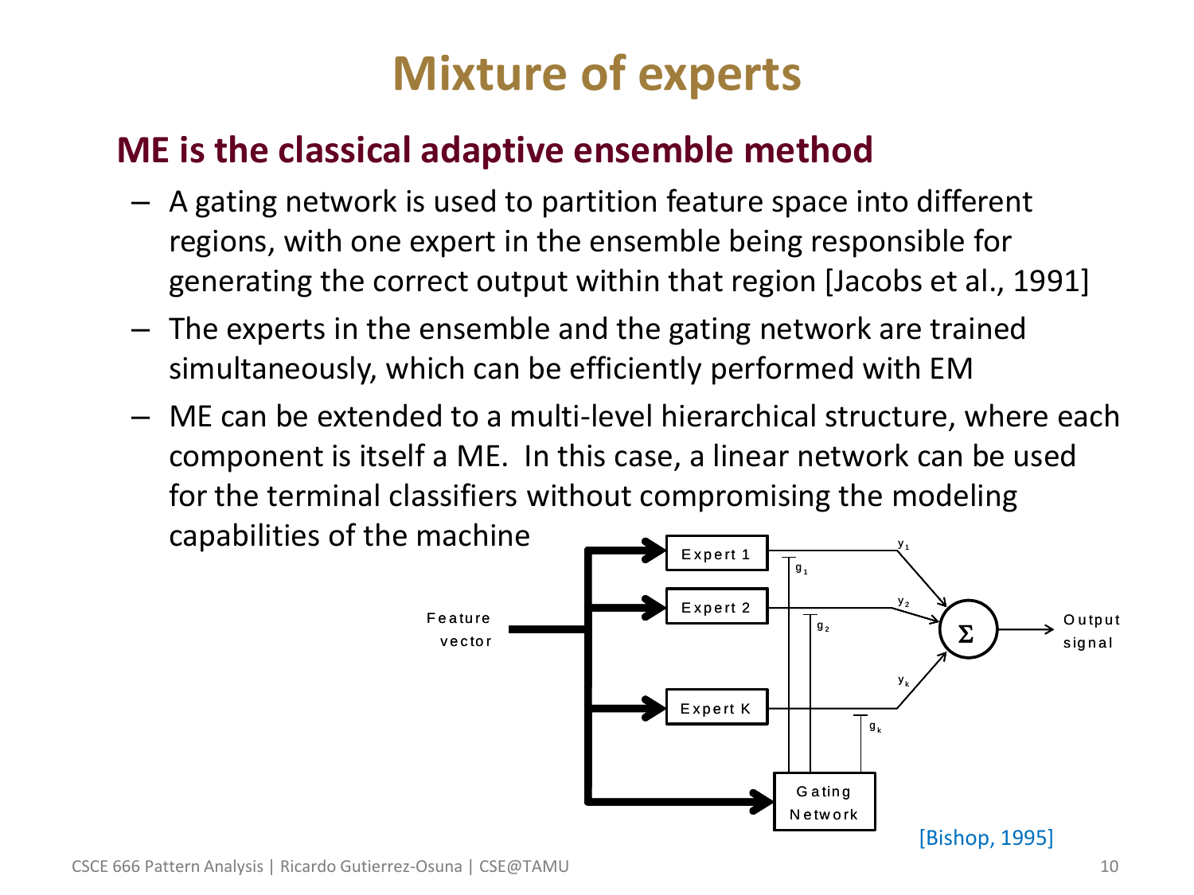# Mixture of experts

## ME is the classical adaptive ensemble method

- A gating network is used to partition feature space into different regions, with one expert in the ensemble being responsible for generating the correct output within that region [Jacobs et al., 1991]
- The experts in the ensemble and the gating network are trained simultaneously, which can be efficiently performed with EM
- ME can be extended to a multi-level hierarchical structure, where each component is itself a ME. In this case, a linear network can be used for the terminal classifiers without compromising the modeling capabilities of the machine

Feature vector → Expert 1, Expert 2, Expert K, Gating Network; outputs $y_1$, $y_2$, $y_k$ weighted by $g_1$, $g_2$, $g_k$ → Σ → Output signal

[Bishop, 1995]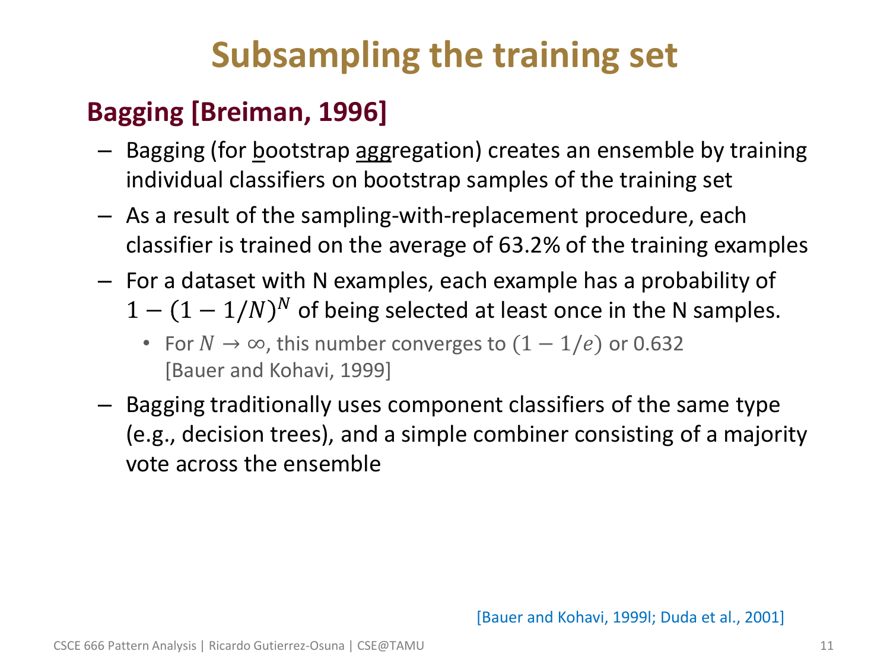# Subsampling the training set

## Bagging [Breiman, 1996]

- Bagging (for bootstrap aggregation) creates an ensemble by training individual classifiers on bootstrap samples of the training set
- As a result of the sampling-with-replacement procedure, each classifier is trained on the average of 63.2% of the training examples
- For a dataset with N examples, each example has a probability of $1 - (1 - 1/N)^N$ of being selected at least once in the N samples.
  - For $N \to \infty$, this number converges to $(1 - 1/e)$ or 0.632 [Bauer and Kohavi, 1999]
- Bagging traditionally uses component classifiers of the same type (e.g., decision trees), and a simple combiner consisting of a majority vote across the ensemble

[Bauer and Kohavi, 1999l; Duda et al., 2001]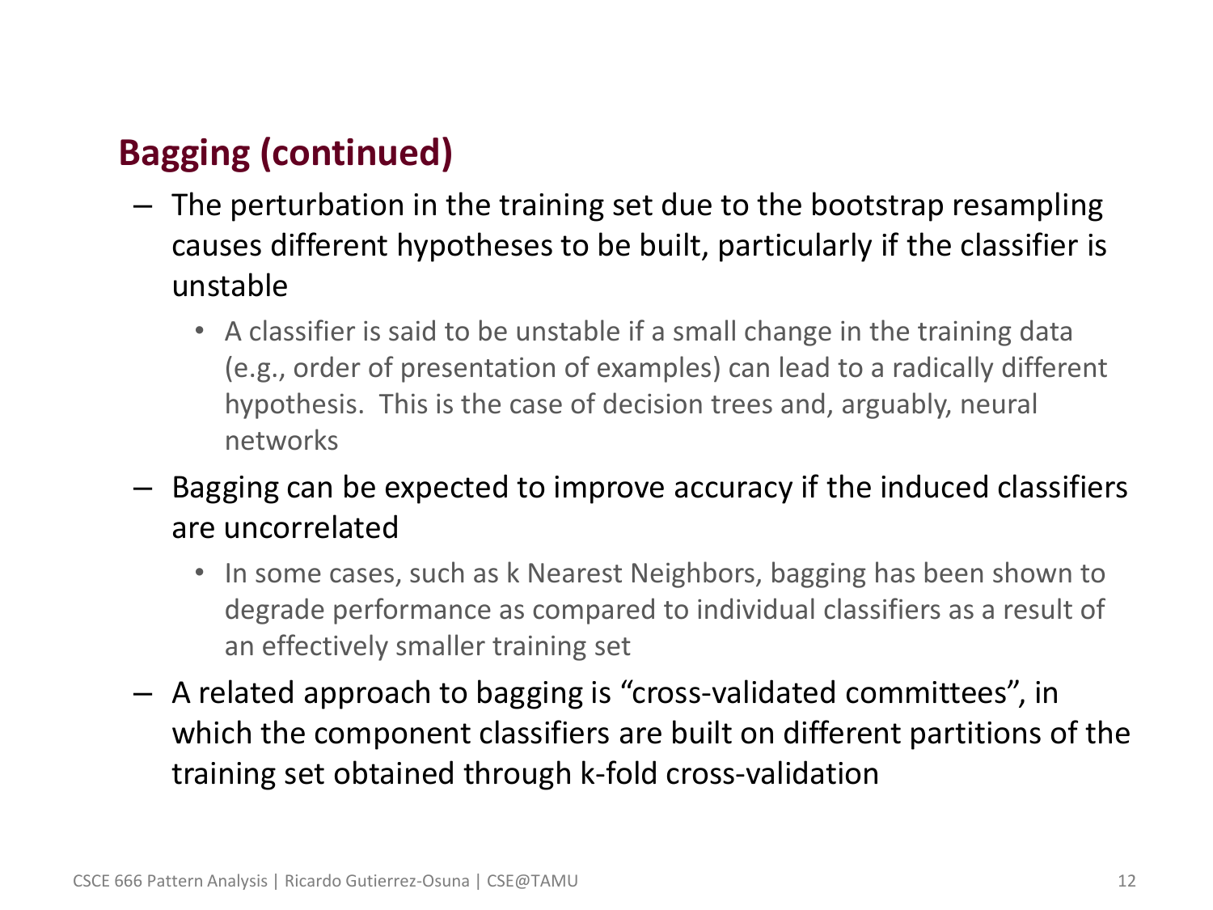## Bagging (continued)

- The perturbation in the training set due to the bootstrap resampling causes different hypotheses to be built, particularly if the classifier is unstable
  - A classifier is said to be unstable if a small change in the training data (e.g., order of presentation of examples) can lead to a radically different hypothesis. This is the case of decision trees and, arguably, neural networks
- Bagging can be expected to improve accuracy if the induced classifiers are uncorrelated
  - In some cases, such as k Nearest Neighbors, bagging has been shown to degrade performance as compared to individual classifiers as a result of an effectively smaller training set
- A related approach to bagging is "cross-validated committees", in which the component classifiers are built on different partitions of the training set obtained through k-fold cross-validation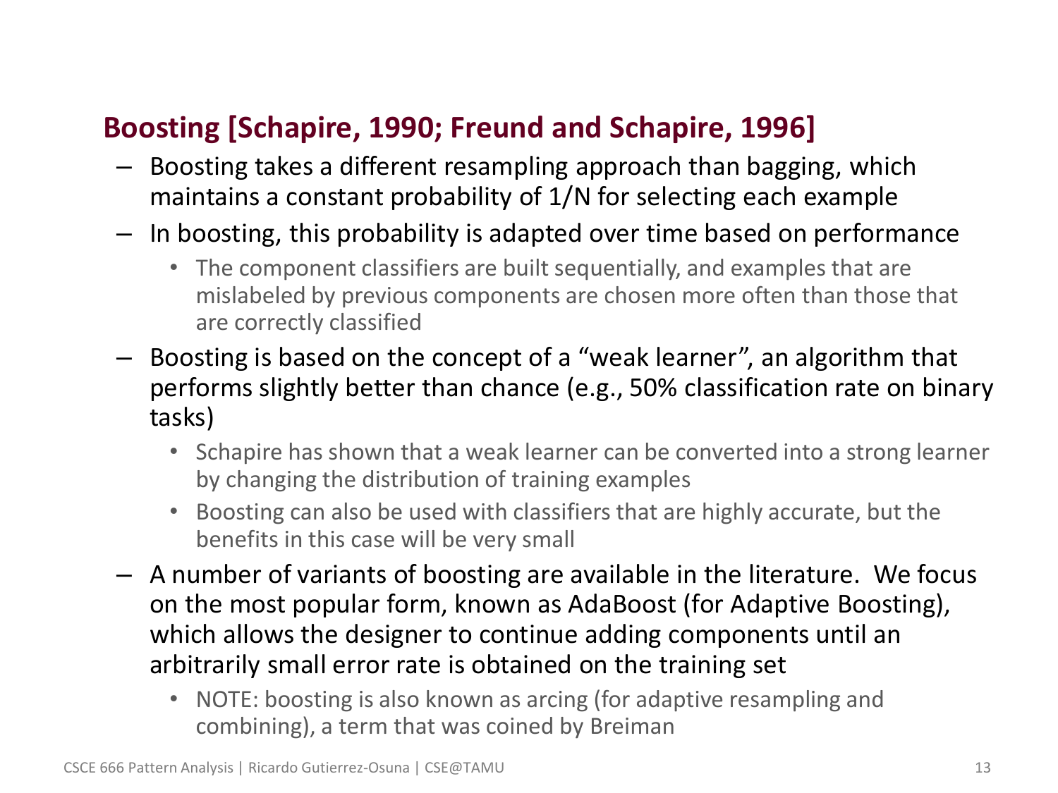## Boosting [Schapire, 1990; Freund and Schapire, 1996]

- Boosting takes a different resampling approach than bagging, which maintains a constant probability of 1/N for selecting each example
- In boosting, this probability is adapted over time based on performance
  - The component classifiers are built sequentially, and examples that are mislabeled by previous components are chosen more often than those that are correctly classified
- Boosting is based on the concept of a "weak learner", an algorithm that performs slightly better than chance (e.g., 50% classification rate on binary tasks)
  - Schapire has shown that a weak learner can be converted into a strong learner by changing the distribution of training examples
  - Boosting can also be used with classifiers that are highly accurate, but the benefits in this case will be very small
- A number of variants of boosting are available in the literature. We focus on the most popular form, known as AdaBoost (for Adaptive Boosting), which allows the designer to continue adding components until an arbitrarily small error rate is obtained on the training set
  - NOTE: boosting is also known as arcing (for adaptive resampling and combining), a term that was coined by Breiman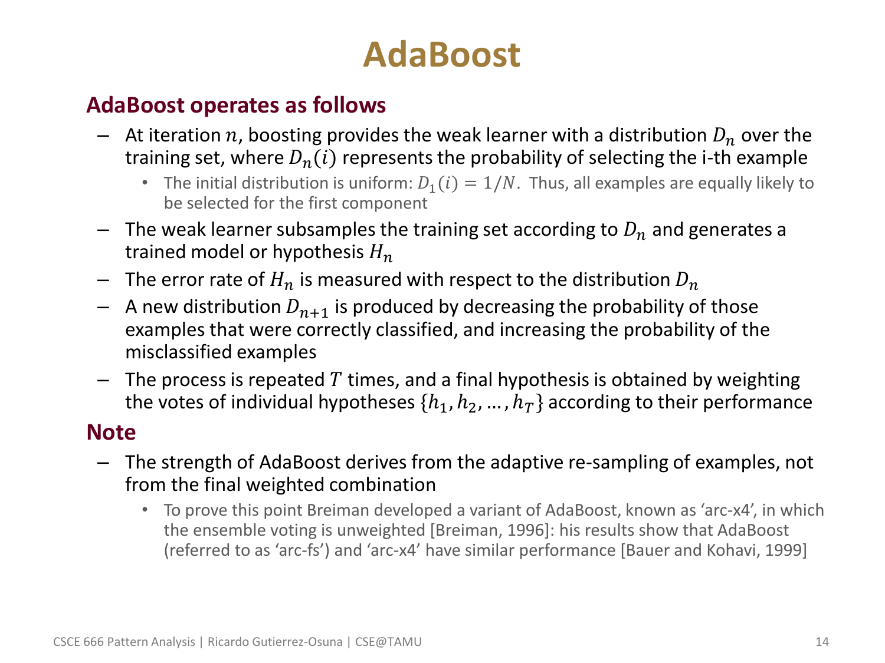# AdaBoost

## AdaBoost operates as follows

- At iteration $n$, boosting provides the weak learner with a distribution $D_n$ over the training set, where $D_n(i)$ represents the probability of selecting the i-th example
  - The initial distribution is uniform: $D_1(i) = 1/N$. Thus, all examples are equally likely to be selected for the first component
- The weak learner subsamples the training set according to $D_n$ and generates a trained model or hypothesis $H_n$
- The error rate of $H_n$ is measured with respect to the distribution $D_n$
- A new distribution $D_{n+1}$ is produced by decreasing the probability of those examples that were correctly classified, and increasing the probability of the misclassified examples
- The process is repeated $T$ times, and a final hypothesis is obtained by weighting the votes of individual hypotheses $\{h_1, h_2, \ldots, h_T\}$ according to their performance

## Note

- The strength of AdaBoost derives from the adaptive re-sampling of examples, not from the final weighted combination
  - To prove this point Breiman developed a variant of AdaBoost, known as 'arc-x4', in which the ensemble voting is unweighted [Breiman, 1996]: his results show that AdaBoost (referred to as 'arc-fs') and 'arc-x4' have similar performance [Bauer and Kohavi, 1999]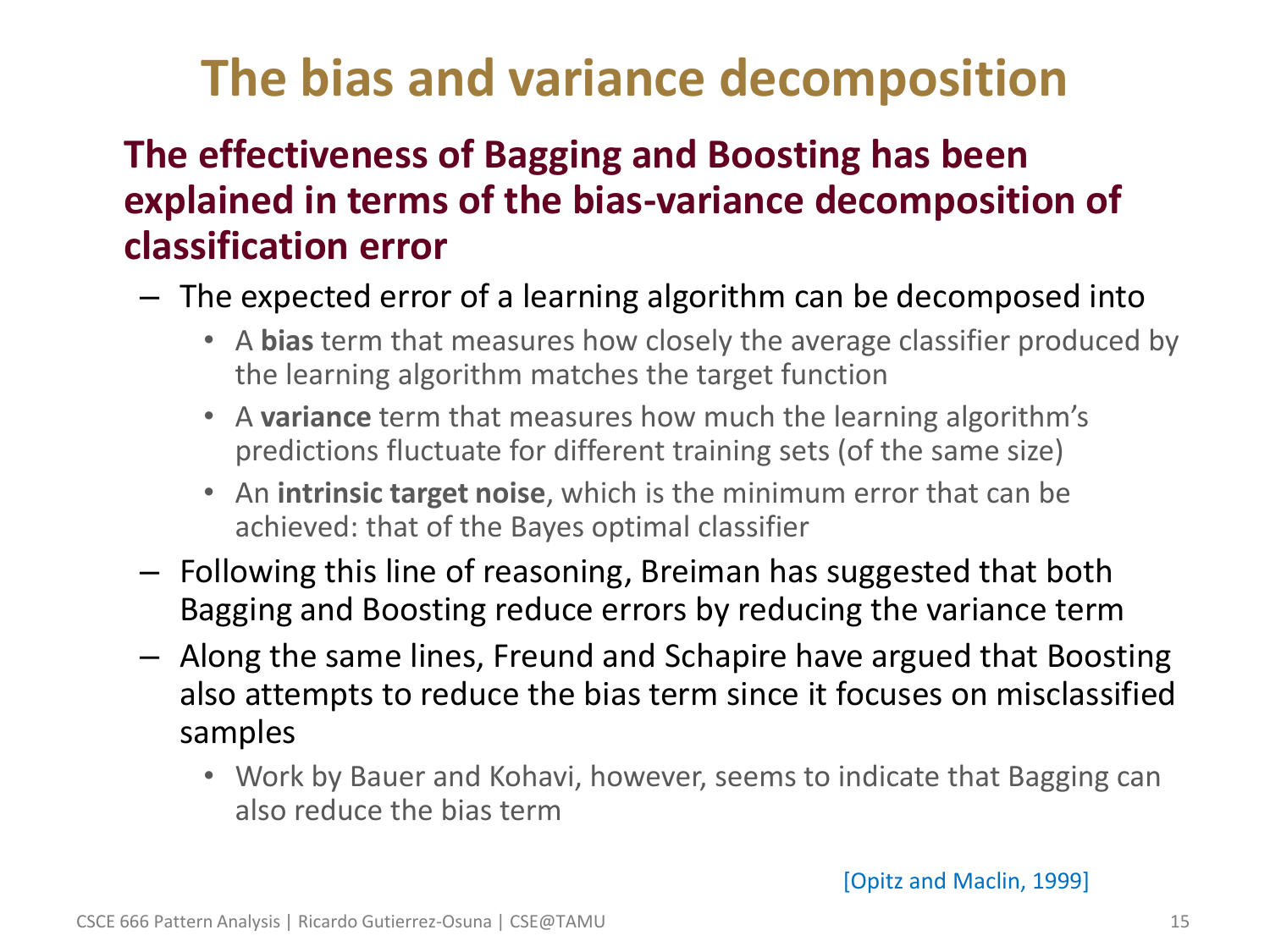# The bias and variance decomposition

## The effectiveness of Bagging and Boosting has been explained in terms of the bias-variance decomposition of classification error

- The expected error of a learning algorithm can be decomposed into
  - A **bias** term that measures how closely the average classifier produced by the learning algorithm matches the target function
  - A **variance** term that measures how much the learning algorithm's predictions fluctuate for different training sets (of the same size)
  - An **intrinsic target noise**, which is the minimum error that can be achieved: that of the Bayes optimal classifier
- Following this line of reasoning, Breiman has suggested that both Bagging and Boosting reduce errors by reducing the variance term
- Along the same lines, Freund and Schapire have argued that Boosting also attempts to reduce the bias term since it focuses on misclassified samples
  - Work by Bauer and Kohavi, however, seems to indicate that Bagging can also reduce the bias term

[Opitz and Maclin, 1999]